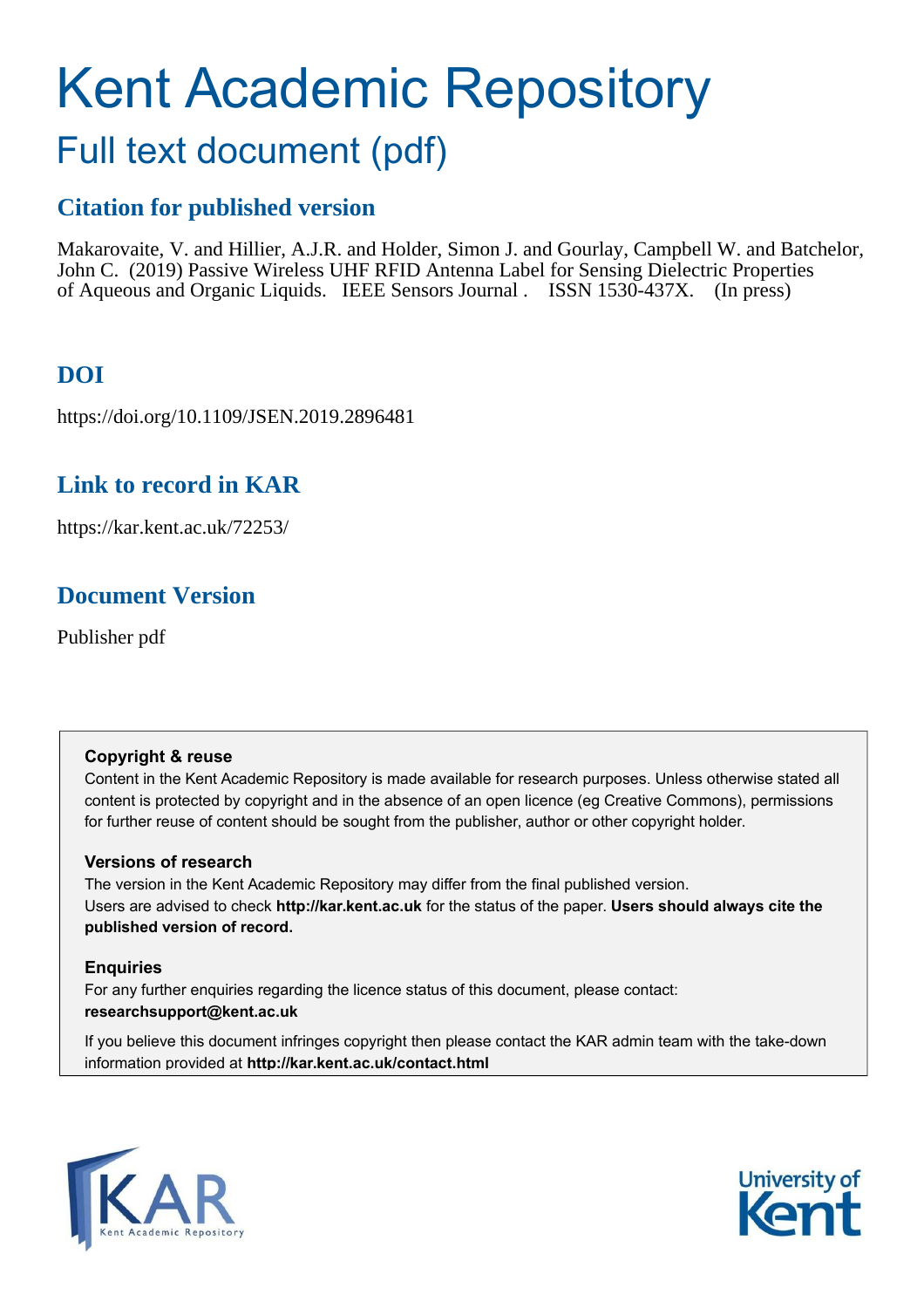# Kent Academic Repository

## Full text document (pdf)

## Citation for published version

Makarovaite, V. and Hillier, A.J.R. and Holder, Simon J. and Gourlay, Campbell W. and Batchelor, John C. (2019) Passive Wireless UHF RFID Antenna Label for Sensing Dielectric Properties of Aqueous and Organic Liquids. IEEE Sensors Journal . ISSN 1530-437X. (In press)

## DOI

https://doi.org/10.1109/JSEN.2019.2896481

## Link to record in KAR

https://kar.kent.ac.uk/72253/

## Document Version

Publisher pdf

### Copyright & reuse

Content in the Kent Academic Repository is made available for research purposes. Unless otherwise stated all content is protected by copyright and in the absence of an open licence (eg Creative Commons), permissions for further reuse of content should be sought from the publisher, author or other copyright holder.

### Versions of research

The version in the Kent Academic Repository may differ from the final published version.
Users are advised to check **http://kar.kent.ac.uk** for the status of the paper. **Users should always cite the published version of record.**

### Enquiries

For any further enquiries regarding the licence status of this document, please contact:
**researchsupport@kent.ac.uk**

If you believe this document infringes copyright then please contact the KAR admin team with the take-down information provided at **http://kar.kent.ac.uk/contact.html**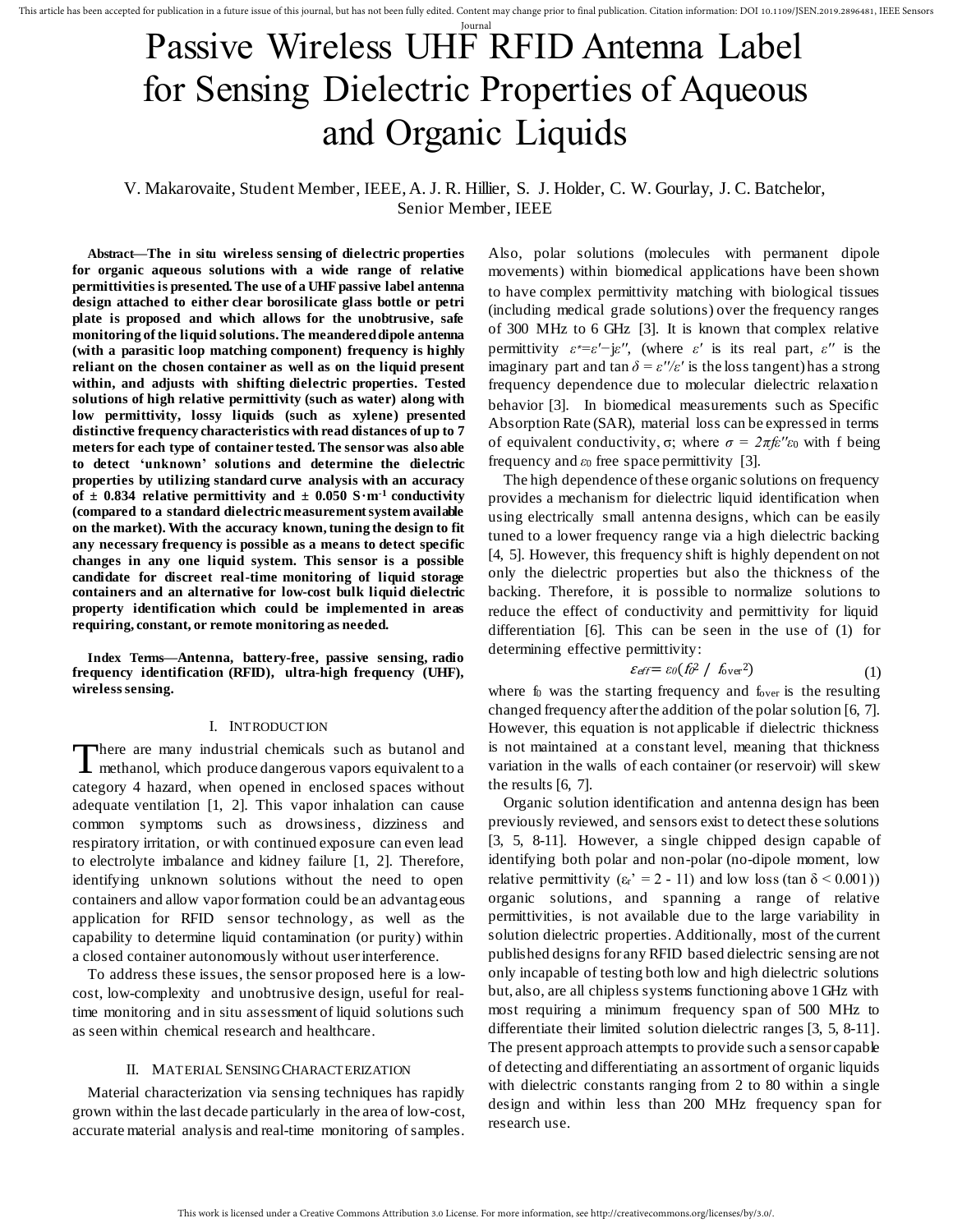# Passive Wireless UHF RFID Antenna Label for Sensing Dielectric Properties of Aqueous and Organic Liquids

V. Makarovaite, Student Member, IEEE, A. J. R. Hillier, S. J. Holder, C. W. Gourlay, J. C. Batchelor, Senior Member, IEEE

***Abstract*—The in situ wireless sensing of dielectric properties for organic aqueous solutions with a wide range of relative permittivities is presented. The use of a UHF passive label antenna design attached to either clear borosilicate glass bottle or petri plate is proposed and which allows for the unobtrusive, safe monitoring of the liquid solutions. The meandered dipole antenna (with a parasitic loop matching component) frequency is highly reliant on the chosen container as well as on the liquid present within, and adjusts with shifting dielectric properties. Tested solutions of high relative permittivity (such as water) along with low permittivity, lossy liquids (such as xylene) presented distinctive frequency characteristics with read distances of up to 7 meters for each type of container tested. The sensor was also able to detect 'unknown' solutions and determine the dielectric properties by utilizing standard curve analysis with an accuracy of ± 0.834 relative permittivity and ± 0.050 S·m$^{-1}$ conductivity (compared to a standard dielectric measurement system available on the market). With the accuracy known, tuning the design to fit any necessary frequency is possible as a means to detect specific changes in any one liquid system. This sensor is a possible candidate for discreet real-time monitoring of liquid storage containers and an alternative for low-cost bulk liquid dielectric property identification which could be implemented in areas requiring, constant, or remote monitoring as needed.**

***Index Terms*—Antenna, battery-free, passive sensing, radio frequency identification (RFID), ultra-high frequency (UHF), wireless sensing.**

## I. Introduction

There are many industrial chemicals such as butanol and methanol, which produce dangerous vapors equivalent to a category 4 hazard, when opened in enclosed spaces without adequate ventilation [1, 2]. This vapor inhalation can cause common symptoms such as drowsiness, dizziness and respiratory irritation, or with continued exposure can even lead to electrolyte imbalance and kidney failure [1, 2]. Therefore, identifying unknown solutions without the need to open containers and allow vapor formation could be an advantageous application for RFID sensor technology, as well as the capability to determine liquid contamination (or purity) within a closed container autonomously without user interference.

To address these issues, the sensor proposed here is a low-cost, low-complexity and unobtrusive design, useful for real-time monitoring and in situ assessment of liquid solutions such as seen within chemical research and healthcare.

## II. Material Sensing Characterization

Material characterization via sensing techniques has rapidly grown within the last decade particularly in the area of low-cost, accurate material analysis and real-time monitoring of samples. Also, polar solutions (molecules with permanent dipole movements) within biomedical applications have been shown to have complex permittivity matching with biological tissues (including medical grade solutions) over the frequency ranges of 300 MHz to 6 GHz [3]. It is known that complex relative permittivity $\varepsilon^{*}=\varepsilon'-j\varepsilon''$, (where $\varepsilon'$ is its real part, $\varepsilon''$ is the imaginary part and $\tan\delta = \varepsilon''/\varepsilon'$ is the loss tangent) has a strong frequency dependence due to molecular dielectric relaxation behavior [3]. In biomedical measurements such as Specific Absorption Rate (SAR), material loss can be expressed in terms of equivalent conductivity, σ; where $\sigma = 2\pi f\varepsilon''\varepsilon_0$ with f being frequency and $\varepsilon_0$ free space permittivity [3].

The high dependence of these organic solutions on frequency provides a mechanism for dielectric liquid identification when using electrically small antenna designs, which can be easily tuned to a lower frequency range via a high dielectric backing [4, 5]. However, this frequency shift is highly dependent on not only the dielectric properties but also the thickness of the backing. Therefore, it is possible to normalize solutions to reduce the effect of conductivity and permittivity for liquid differentiation [6]. This can be seen in the use of (1) for determining effective permittivity:

$$\varepsilon_{eff} = \varepsilon_0 (f_0^2 \;/\; f_{over}^2) \tag{1}$$

where $f_0$ was the starting frequency and $f_{over}$ is the resulting changed frequency after the addition of the polar solution [6, 7]. However, this equation is not applicable if dielectric thickness is not maintained at a constant level, meaning that thickness variation in the walls of each container (or reservoir) will skew the results [6, 7].

Organic solution identification and antenna design has been previously reviewed, and sensors exist to detect these solutions [3, 5, 8-11]. However, a single chipped design capable of identifying both polar and non-polar (no-dipole moment, low relative permittivity ($\varepsilon_r' = 2$ - 11) and low loss ($\tan\delta < 0.001$)) organic solutions, and spanning a range of relative permittivities, is not available due to the large variability in solution dielectric properties. Additionally, most of the current published designs for any RFID based dielectric sensing are not only incapable of testing both low and high dielectric solutions but, also, are all chipless systems functioning above 1 GHz with most requiring a minimum frequency span of 500 MHz to differentiate their limited solution dielectric ranges [3, 5, 8-11]. The present approach attempts to provide such a sensor capable of detecting and differentiating an assortment of organic liquids with dielectric constants ranging from 2 to 80 within a single design and within less than 200 MHz frequency span for research use.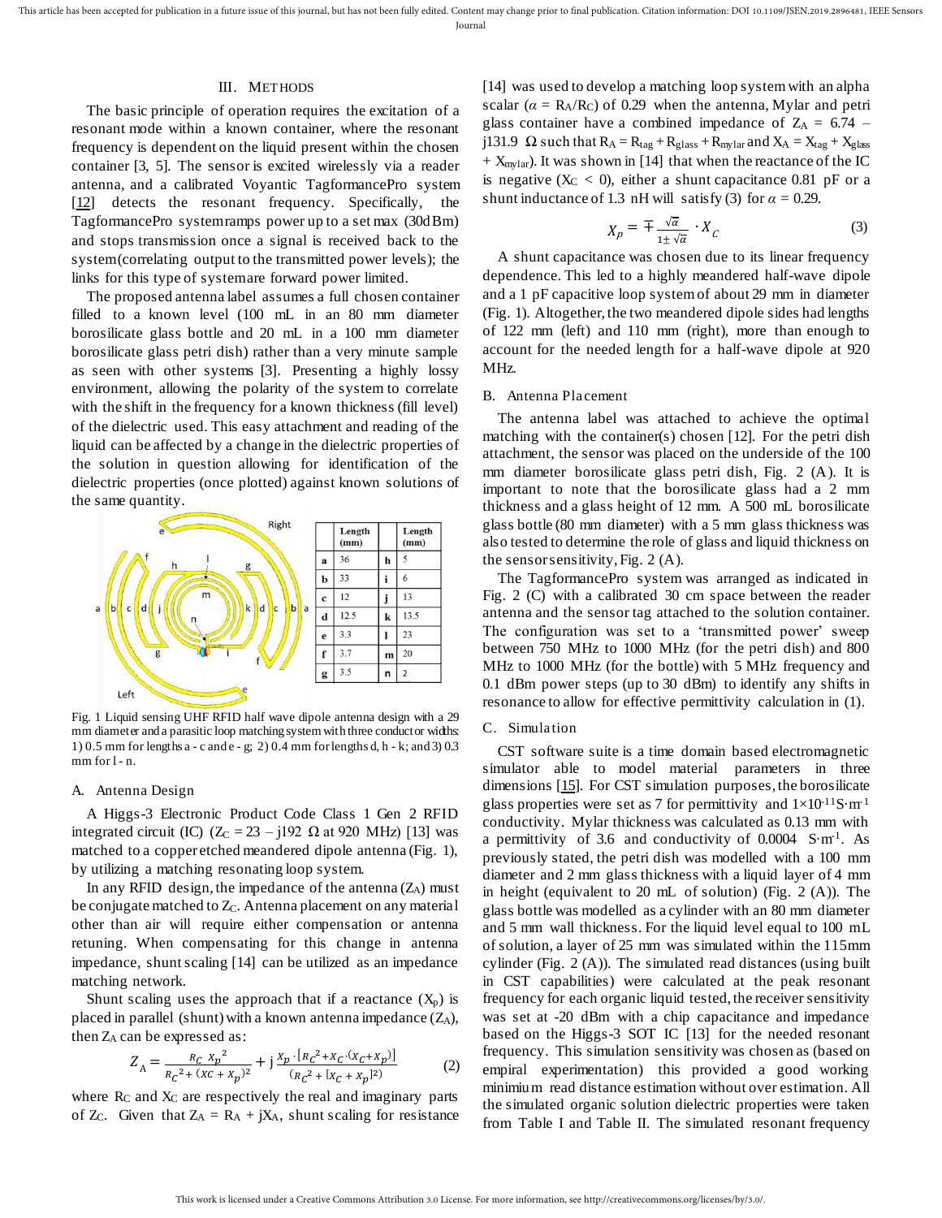## III. METHODS

The basic principle of operation requires the excitation of a resonant mode within a known container, where the resonant frequency is dependent on the liquid present within the chosen container [3, 5]. The sensor is excited wirelessly via a reader antenna, and a calibrated Voyantic TagformancePro system [12] detects the resonant frequency. Specifically, the TagformancePro system ramps power up to a set max (30dBm) and stops transmission once a signal is received back to the system (correlating output to the transmitted power levels); the links for this type of system are forward power limited.

The proposed antenna label assumes a full chosen container filled to a known level (100 mL in an 80 mm diameter borosilicate glass bottle and 20 mL in a 100 mm diameter borosilicate glass petri dish) rather than a very minute sample as seen with other systems [3]. Presenting a highly lossy environment, allowing the polarity of the system to correlate with the shift in the frequency for a known thickness (fill level) of the dielectric used. This easy attachment and reading of the liquid can be affected by a change in the dielectric properties of the solution in question allowing for identification of the dielectric properties (once plotted) against known solutions of the same quantity.

| | Length (mm) | | Length (mm) |
|---|---|---|---|
| a | 36 | h | 5 |
| b | 33 | i | 6 |
| c | 12 | j | 13 |
| d | 12.5 | k | 13.5 |
| e | 3.3 | l | 23 |
| f | 3.7 | m | 20 |
| g | 3.5 | n | 2 |

Fig. 1 Liquid sensing UHF RFID half wave dipole antenna design with a 29 mm diameter and a parasitic loop matching system with three conductor widths: 1) 0.5 mm for lengths a - c and e - g; 2) 0.4 mm for lengths d, h - k; and 3) 0.3 mm for l - n.

### A. Antenna Design

A Higgs-3 Electronic Product Code Class 1 Gen 2 RFID integrated circuit (IC) ($Z_C = 23 - j192\ \Omega$ at 920 MHz) [13] was matched to a copper etched meandered dipole antenna (Fig. 1), by utilizing a matching resonating loop system.

In any RFID design, the impedance of the antenna ($Z_A$) must be conjugate matched to $Z_C$. Antenna placement on any material other than air will require either compensation or antenna retuning. When compensating for this change in antenna impedance, shunt scaling [14] can be utilized as an impedance matching network.

Shunt scaling uses the approach that if a reactance ($X_p$) is placed in parallel (shunt) with a known antenna impedance ($Z_A$), then $Z_A$ can be expressed as:

$$Z_A = \frac{R_C\ X_p{}^2}{R_C{}^2 + (X_C + X_p)^2} + j\,\frac{X_p \cdot [R_C{}^2 + X_C \cdot (X_C + X_p)]}{(R_C{}^2 + [X_C + X_p]^2)} \quad (2)$$

where $R_C$ and $X_C$ are respectively the real and imaginary parts of $Z_C$. Given that $Z_A = R_A + jX_A$, shunt scaling for resistance [14] was used to develop a matching loop system with an alpha scalar ($\alpha = R_A/R_C$) of 0.29 when the antenna, Mylar and petri glass container have a combined impedance of $Z_A = 6.74 - j131.9\ \Omega$ such that $R_A = R_{tag} + R_{glass} + R_{mylar}$ and $X_A = X_{tag} + X_{glass} + X_{mylar}$). It was shown in [14] that when the reactance of the IC is negative ($X_C < 0$), either a shunt capacitance 0.81 pF or a shunt inductance of 1.3 nH will satisfy (3) for $\alpha = 0.29$.

$$X_p = \mp \frac{\sqrt{\alpha}}{1 \pm \sqrt{\alpha}} \cdot X_C \quad (3)$$

A shunt capacitance was chosen due to its linear frequency dependence. This led to a highly meandered half-wave dipole and a 1 pF capacitive loop system of about 29 mm in diameter (Fig. 1). Altogether, the two meandered dipole sides had lengths of 122 mm (left) and 110 mm (right), more than enough to account for the needed length for a half-wave dipole at 920 MHz.

### B. Antenna Placement

The antenna label was attached to achieve the optimal matching with the container(s) chosen [12]. For the petri dish attachment, the sensor was placed on the underside of the 100 mm diameter borosilicate glass petri dish, Fig. 2 (A). It is important to note that the borosilicate glass had a 2 mm thickness and a glass height of 12 mm. A 500 mL borosilicate glass bottle (80 mm diameter) with a 5 mm glass thickness was also tested to determine the role of glass and liquid thickness on the sensor sensitivity, Fig. 2 (A).

The TagformancePro system was arranged as indicated in Fig. 2 (C) with a calibrated 30 cm space between the reader antenna and the sensor tag attached to the solution container. The configuration was set to a 'transmitted power' sweep between 750 MHz to 1000 MHz (for the petri dish) and 800 MHz to 1000 MHz (for the bottle) with 5 MHz frequency and 0.1 dBm power steps (up to 30 dBm) to identify any shifts in resonance to allow for effective permittivity calculation in (1).

### C. Simulation

CST software suite is a time domain based electromagnetic simulator able to model material parameters in three dimensions [15]. For CST simulation purposes, the borosilicate glass properties were set as 7 for permittivity and $1\times10^{-11}$ S·m$^{-1}$ conductivity. Mylar thickness was calculated as 0.13 mm with a permittivity of 3.6 and conductivity of 0.0004 S·m$^{-1}$. As previously stated, the petri dish was modelled with a 100 mm diameter and 2 mm glass thickness with a liquid layer of 4 mm in height (equivalent to 20 mL of solution) (Fig. 2 (A)). The glass bottle was modelled as a cylinder with an 80 mm diameter and 5 mm wall thickness. For the liquid level equal to 100 mL of solution, a layer of 25 mm was simulated within the 115mm cylinder (Fig. 2 (A)). The simulated read distances (using built in CST capabilities) were calculated at the peak resonant frequency for each organic liquid tested, the receiver sensitivity was set at -20 dBm with a chip capacitance and impedance based on the Higgs-3 SOT IC [13] for the needed resonant frequency. This simulation sensitivity was chosen as (based on empiral experimentation) this provided a good working minimium read distance estimation without over estimation. All the simulated organic solution dielectric properties were taken from Table I and Table II. The simulated resonant frequency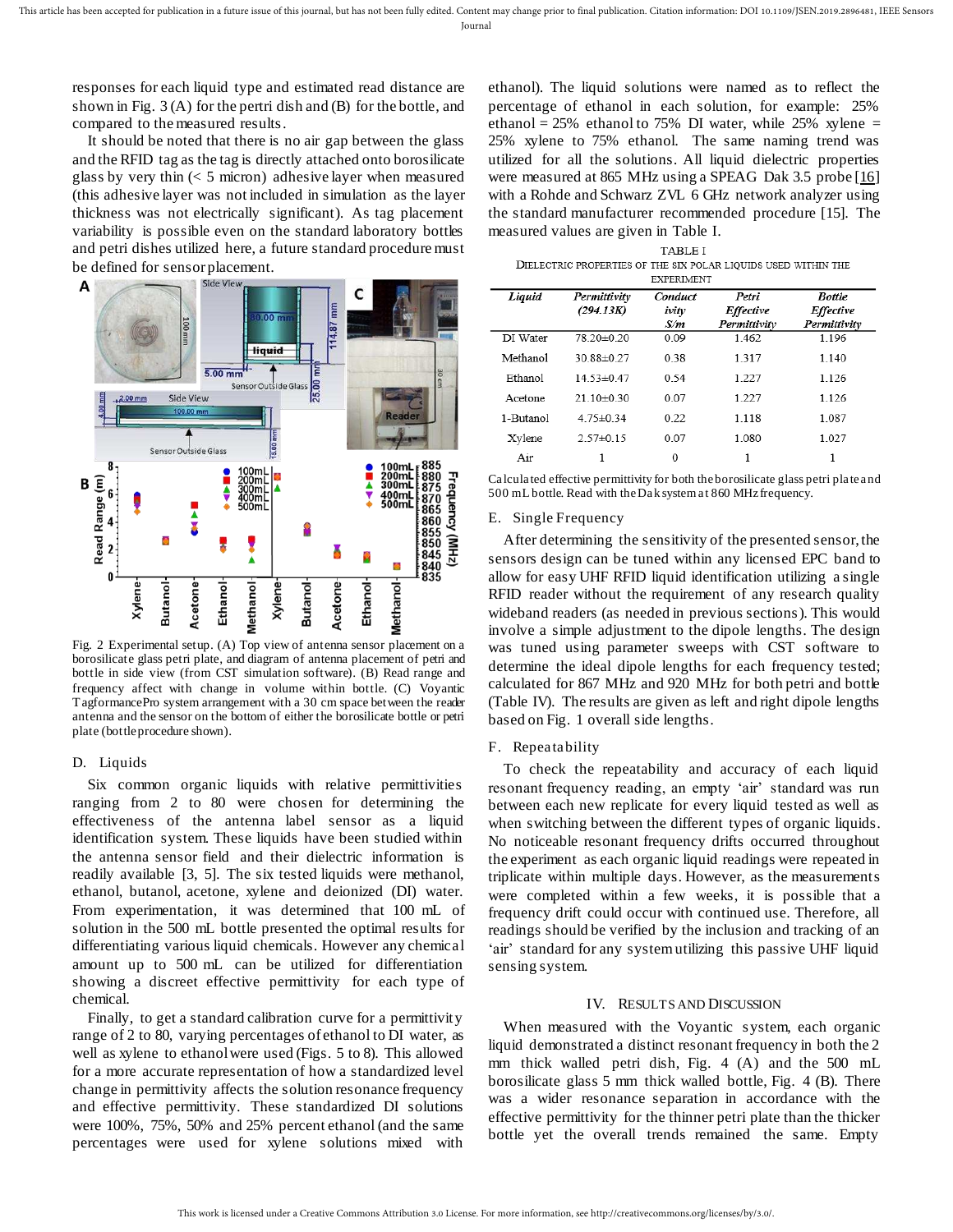responses for each liquid type and estimated read distance are shown in Fig. 3 (A) for the pertri dish and (B) for the bottle, and compared to the measured results.

It should be noted that there is no air gap between the glass and the RFID tag as the tag is directly attached onto borosilicate glass by very thin (< 5 micron) adhesive layer when measured (this adhesive layer was not included in simulation as the layer thickness was not electrically significant). As tag placement variability is possible even on the standard laboratory bottles and petri dishes utilized here, a future standard procedure must be defined for sensor placement.

Fig. 2 Experimental setup. (A) Top view of antenna sensor placement on a borosilicate glass petri plate, and diagram of antenna placement of petri and bottle in side view (from CST simulation software). (B) Read range and frequency affect with change in volume within bottle. (C) Voyantic TagformancePro system arrangement with a 30 cm space between the reader antenna and the sensor on the bottom of either the borosilicate bottle or petri plate (bottle procedure shown).

## D. Liquids

Six common organic liquids with relative permittivities ranging from 2 to 80 were chosen for determining the effectiveness of the antenna label sensor as a liquid identification system. These liquids have been studied within the antenna sensor field and their dielectric information is readily available [3, 5]. The six tested liquids were methanol, ethanol, butanol, acetone, xylene and deionized (DI) water. From experimentation, it was determined that 100 mL of solution in the 500 mL bottle presented the optimal results for differentiating various liquid chemicals. However any chemical amount up to 500 mL can be utilized for differentiation showing a discreet effective permittivity for each type of chemical.

Finally, to get a standard calibration curve for a permittivity range of 2 to 80, varying percentages of ethanol to DI water, as well as xylene to ethanol were used (Figs. 5 to 8). This allowed for a more accurate representation of how a standardized level change in permittivity affects the solution resonance frequency and effective permittivity. These standardized DI solutions were 100%, 75%, 50% and 25% percent ethanol (and the same percentages were used for xylene solutions mixed with ethanol). The liquid solutions were named as to reflect the percentage of ethanol in each solution, for example: 25% ethanol = 25% ethanol to 75% DI water, while 25% xylene = 25% xylene to 75% ethanol. The same naming trend was utilized for all the solutions. All liquid dielectric properties were measured at 865 MHz using a SPEAG Dak 3.5 probe [16] with a Rohde and Schwarz ZVL 6 GHz network analyzer using the standard manufacturer recommended procedure [15]. The measured values are given in Table I.

TABLE I
DIELECTRIC PROPERTIES OF THE SIX POLAR LIQUIDS USED WITHIN THE EXPERIMENT

| *Liquid* | *Permittivity (294.13K)* | *Conductivity S/m* | *Petri Effective Permittivity* | *Bottle Effective Permittivity* |
|---|---|---|---|---|
| DI Water | 78.20±0.20 | 0.09 | 1.462 | 1.196 |
| Methanol | 30.88±0.27 | 0.38 | 1.317 | 1.140 |
| Ethanol | 14.53±0.47 | 0.54 | 1.227 | 1.126 |
| Acetone | 21.10±0.30 | 0.07 | 1.227 | 1.126 |
| 1-Butanol | 4.75±0.34 | 0.22 | 1.118 | 1.087 |
| Xylene | 2.57±0.15 | 0.07 | 1.080 | 1.027 |
| Air | 1 | 0 | 1 | 1 |

Calculated effective permittivity for both the borosilicate glass petri plate and 500 mL bottle. Read with the Dak system at 860 MHz frequency.

## E. Single Frequency

After determining the sensitivity of the presented sensor, the sensors design can be tuned within any licensed EPC band to allow for easy UHF RFID liquid identification utilizing a single RFID reader without the requirement of any research quality wideband readers (as needed in previous sections). This would involve a simple adjustment to the dipole lengths. The design was tuned using parameter sweeps with CST software to determine the ideal dipole lengths for each frequency tested; calculated for 867 MHz and 920 MHz for both petri and bottle (Table IV). The results are given as left and right dipole lengths based on Fig. 1 overall side lengths.

## F. Repeatability

To check the repeatability and accuracy of each liquid resonant frequency reading, an empty 'air' standard was run between each new replicate for every liquid tested as well as when switching between the different types of organic liquids. No noticeable resonant frequency drifts occurred throughout the experiment as each organic liquid readings were repeated in triplicate within multiple days. However, as the measurements were completed within a few weeks, it is possible that a frequency drift could occur with continued use. Therefore, all readings should be verified by the inclusion and tracking of an 'air' standard for any system utilizing this passive UHF liquid sensing system.

# IV. RESULTS AND DISCUSSION

When measured with the Voyantic system, each organic liquid demonstrated a distinct resonant frequency in both the 2 mm thick walled petri dish, Fig. 4 (A) and the 500 mL borosilicate glass 5 mm thick walled bottle, Fig. 4 (B). There was a wider resonance separation in accordance with the effective permittivity for the thinner petri plate than the thicker bottle yet the overall trends remained the same. Empty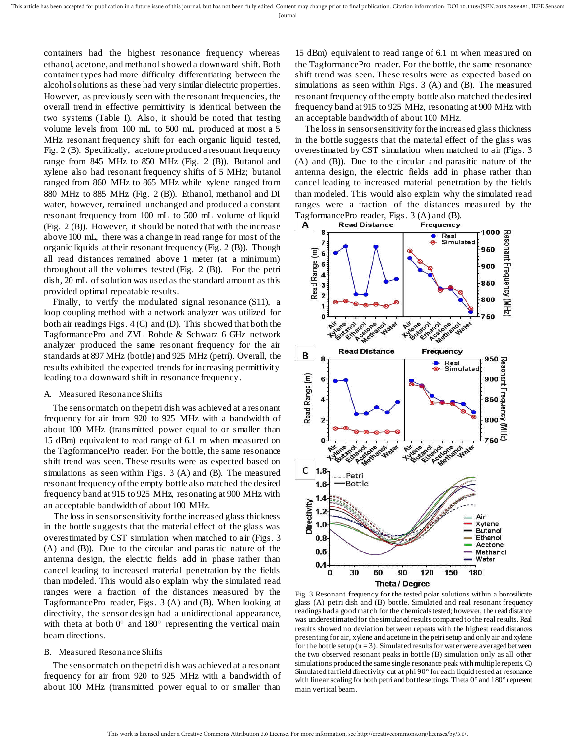containers had the highest resonance frequency whereas ethanol, acetone, and methanol showed a downward shift. Both container types had more difficulty differentiating between the alcohol solutions as these had very similar dielectric properties. However, as previously seen with the resonant frequencies, the overall trend in effective permittivity is identical between the two systems (Table I). Also, it should be noted that testing volume levels from 100 mL to 500 mL produced at most a 5 MHz resonant frequency shift for each organic liquid tested, Fig. 2 (B). Specifically, acetone produced a resonant frequency range from 845 MHz to 850 MHz (Fig. 2 (B)). Butanol and xylene also had resonant frequency shifts of 5 MHz; butanol ranged from 860 MHz to 865 MHz while xylene ranged from 880 MHz to 885 MHz (Fig. 2 (B)). Ethanol, methanol and DI water, however, remained unchanged and produced a constant resonant frequency from 100 mL to 500 mL volume of liquid (Fig. 2 (B)). However, it should be noted that with the increase above 100 mL, there was a change in read range for most of the organic liquids at their resonant frequency (Fig. 2 (B)). Though all read distances remained above 1 meter (at a minimum) throughout all the volumes tested (Fig. 2 (B)). For the petri dish, 20 mL of solution was used as the standard amount as this provided optimal repeatable results.

Finally, to verify the modulated signal resonance (S11), a loop coupling method with a network analyzer was utilized for both air readings Figs. 4 (C) and (D). This showed that both the TagformancePro and ZVL Rohde & Schwarz 6 GHz network analyzer produced the same resonant frequency for the air standards at 897 MHz (bottle) and 925 MHz (petri). Overall, the results exhibited the expected trends for increasing permittivity leading to a downward shift in resonance frequency.

### A. Measured Resonance Shifts

The sensor match on the petri dish was achieved at a resonant frequency for air from 920 to 925 MHz with a bandwidth of about 100 MHz (transmitted power equal to or smaller than 15 dBm) equivalent to read range of 6.1 m when measured on the TagformancePro reader. For the bottle, the same resonance shift trend was seen. These results were as expected based on simulations as seen within Figs. 3 (A) and (B). The measured resonant frequency of the empty bottle also matched the desired frequency band at 915 to 925 MHz, resonating at 900 MHz with an acceptable bandwidth of about 100 MHz.

The loss in sensor sensitivity for the increased glass thickness in the bottle suggests that the material effect of the glass was overestimated by CST simulation when matched to air (Figs. 3 (A) and (B)). Due to the circular and parasitic nature of the antenna design, the electric fields add in phase rather than cancel leading to increased material penetration by the fields than modeled. This would also explain why the simulated read ranges were a fraction of the distances measured by the TagformancePro reader, Figs. 3 (A) and (B). When looking at directivity, the sensor design had a unidirectional appearance, with theta at both 0° and 180° representing the vertical main beam directions.

### B. Measured Resonance Shifts

The sensor match on the petri dish was achieved at a resonant frequency for air from 920 to 925 MHz with a bandwidth of about 100 MHz (transmitted power equal to or smaller than 15 dBm) equivalent to read range of 6.1 m when measured on the TagformancePro reader. For the bottle, the same resonance shift trend was seen. These results were as expected based on simulations as seen within Figs. 3 (A) and (B). The measured resonant frequency of the empty bottle also matched the desired frequency band at 915 to 925 MHz, resonating at 900 MHz with an acceptable bandwidth of about 100 MHz.

The loss in sensor sensitivity for the increased glass thickness in the bottle suggests that the material effect of the glass was overestimated by CST simulation when matched to air (Figs. 3 (A) and (B)). Due to the circular and parasitic nature of the antenna design, the electric fields add in phase rather than cancel leading to increased material penetration by the fields than modeled. This would also explain why the simulated read ranges were a fraction of the distances measured by the TagformancePro reader, Figs. 3 (A) and (B).

Fig. 3 Resonant frequency for the tested polar solutions within a borosilicate glass (A) petri dish and (B) bottle. Simulated and real resonant frequency readings had a good match for the chemicals tested; however, the read distance was underestimated for the simulated results compared to the real results. Real results showed no deviation between repeats with the highest read distances presenting for air, xylene and acetone in the petri setup and only air and xylene for the bottle setup (n = 3). Simulated results for water were averaged between the two observed resonant peaks in bottle (B) simulation only as all other simulations produced the same single resonance peak with multiple repeats. C) Simulated farfield directivity cut at phi 90° for each liquid tested at resonance with linear scaling for both petri and bottle settings. Theta 0° and 180° represent main vertical beam.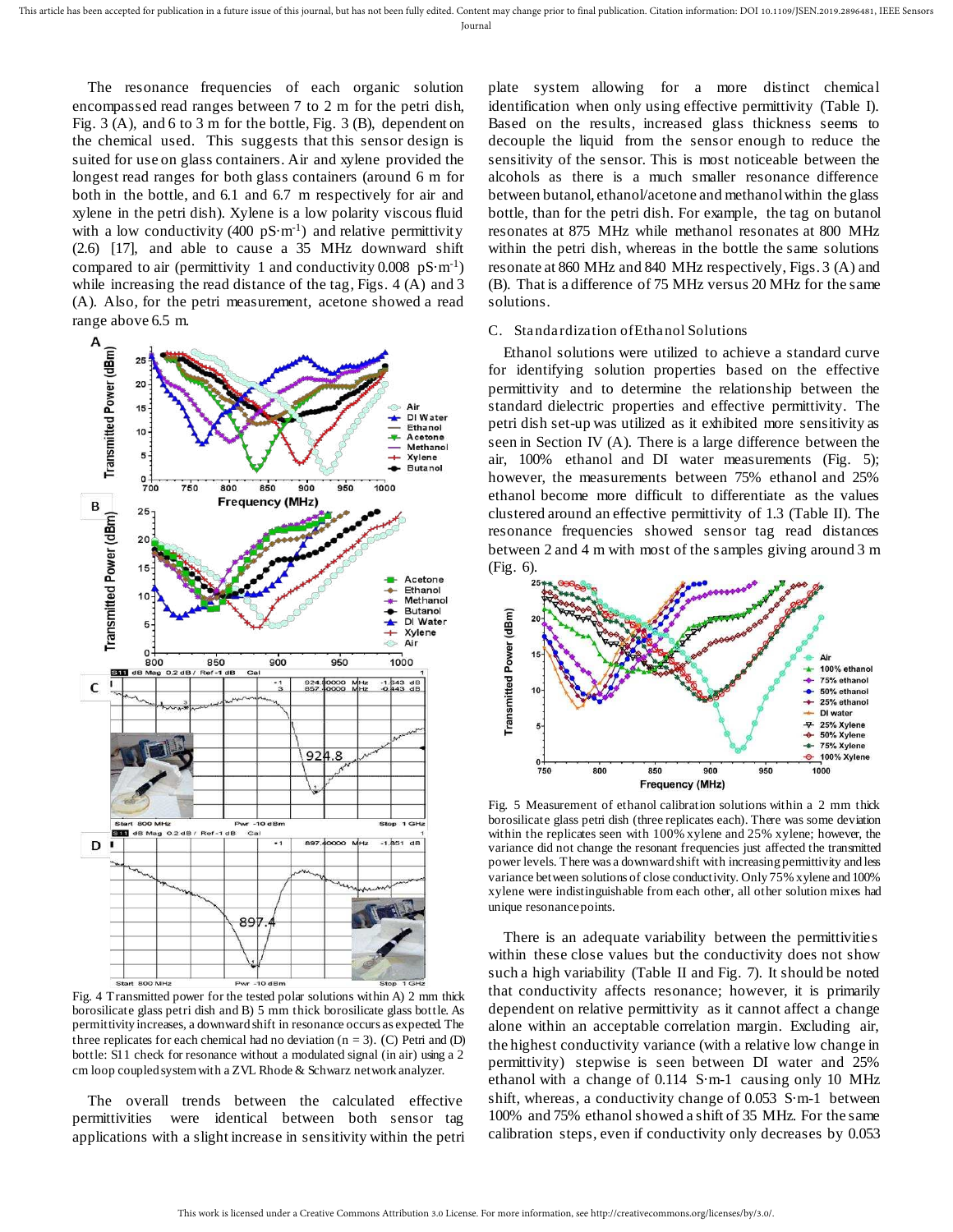The resonance frequencies of each organic solution encompassed read ranges between 7 to 2 m for the petri dish, Fig. 3 (A), and 6 to 3 m for the bottle, Fig. 3 (B), dependent on the chemical used. This suggests that this sensor design is suited for use on glass containers. Air and xylene provided the longest read ranges for both glass containers (around 6 m for both in the bottle, and 6.1 and 6.7 m respectively for air and xylene in the petri dish). Xylene is a low polarity viscous fluid with a low conductivity (400 $pS \cdot m^{-1}$) and relative permittivity (2.6) [17], and able to cause a 35 MHz downward shift compared to air (permittivity 1 and conductivity 0.008 $pS \cdot m^{-1}$) while increasing the read distance of the tag, Figs. 4 (A) and 3 (A). Also, for the petri measurement, acetone showed a read range above 6.5 m.

Fig. 4 Transmitted power for the tested polar solutions within A) 2 mm thick borosilicate glass petri dish and B) 5 mm thick borosilicate glass bottle. As permittivity increases, a downward shift in resonance occurs as expected. The three replicates for each chemical had no deviation (n = 3). (C) Petri and (D) bottle: S11 check for resonance without a modulated signal (in air) using a 2 cm loop coupled system with a ZVL Rhode & Schwarz network analyzer.

The overall trends between the calculated effective permittivities were identical between both sensor tag applications with a slight increase in sensitivity within the petri plate system allowing for a more distinct chemical identification when only using effective permittivity (Table I). Based on the results, increased glass thickness seems to decouple the liquid from the sensor enough to reduce the sensitivity of the sensor. This is most noticeable between the alcohols as there is a much smaller resonance difference between butanol, ethanol/acetone and methanol within the glass bottle, than for the petri dish. For example, the tag on butanol resonates at 875 MHz while methanol resonates at 800 MHz within the petri dish, whereas in the bottle the same solutions resonate at 860 MHz and 840 MHz respectively, Figs. 3 (A) and (B). That is a difference of 75 MHz versus 20 MHz for the same solutions.

### C. Standardization of Ethanol Solutions

Ethanol solutions were utilized to achieve a standard curve for identifying solution properties based on the effective permittivity and to determine the relationship between the standard dielectric properties and effective permittivity. The petri dish set-up was utilized as it exhibited more sensitivity as seen in Section IV (A). There is a large difference between the air, 100% ethanol and DI water measurements (Fig. 5); however, the measurements between 75% ethanol and 25% ethanol become more difficult to differentiate as the values clustered around an effective permittivity of 1.3 (Table II). The resonance frequencies showed sensor tag read distances between 2 and 4 m with most of the samples giving around 3 m (Fig. 6).

Fig. 5 Measurement of ethanol calibration solutions within a 2 mm thick borosilicate glass petri dish (three replicates each). There was some deviation within the replicates seen with 100% xylene and 25% xylene; however, the variance did not change the resonant frequencies just affected the transmitted power levels. There was a downward shift with increasing permittivity and less variance between solutions of close conductivity. Only 75% xylene and 100% xylene were indistinguishable from each other, all other solution mixes had unique resonance points.

There is an adequate variability between the permittivities within these close values but the conductivity does not show such a high variability (Table II and Fig. 7). It should be noted that conductivity affects resonance; however, it is primarily dependent on relative permittivity as it cannot affect a change alone within an acceptable correlation margin. Excluding air, the highest conductivity variance (with a relative low change in permittivity) stepwise is seen between DI water and 25% ethanol with a change of 0.114 $S \cdot m^{-1}$ causing only 10 MHz shift, whereas, a conductivity change of 0.053 $S \cdot m^{-1}$ between 100% and 75% ethanol showed a shift of 35 MHz. For the same calibration steps, even if conductivity only decreases by 0.053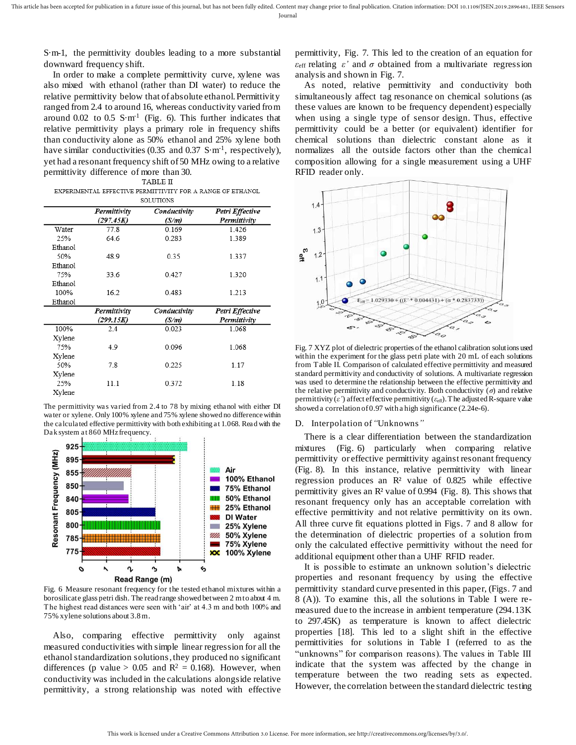S·m-1, the permittivity doubles leading to a more substantial downward frequency shift.

In order to make a complete permittivity curve, xylene was also mixed with ethanol (rather than DI water) to reduce the relative permittivity below that of absolute ethanol. Permittivity ranged from 2.4 to around 16, whereas conductivity varied from around 0.02 to 0.5 $S \cdot m^{-1}$ (Fig. 6). This further indicates that relative permittivity plays a primary role in frequency shifts than conductivity alone as 50% ethanol and 25% xylene both have similar conductivities (0.35 and 0.37 $S \cdot m^{-1}$, respectively), yet had a resonant frequency shift of 50 MHz owing to a relative permittivity difference of more than 30.

TABLE II
EXPERIMENTAL EFFECTIVE PERMITTIVITY FOR A RANGE OF ETHANOL SOLUTIONS

| | *Permittivity (297.45K)* | *Conductivity (S/m)* | *Petri Effective Permittivity* |
|---|---|---|---|
| Water | 77.8 | 0.169 | 1.426 |
| 25% Ethanol | 64.6 | 0.283 | 1.389 |
| 50% Ethanol | 48.9 | 0.35 | 1.337 |
| 75% Ethanol | 33.6 | 0.427 | 1.320 |
| 100% Ethanol | 16.2 | 0.483 | 1.213 |
| | *Permittivity (299.15K)* | *Conductivity (S/m)* | *Petri Effective Permittivity* |
| 100% Xylene | 2.4 | 0.023 | 1.068 |
| 75% Xylene | 4.9 | 0.096 | 1.068 |
| 50% Xylene | 7.8 | 0.225 | 1.17 |
| 25% Xylene | 11.1 | 0.372 | 1.18 |

The permittivity was varied from 2.4 to 78 by mixing ethanol with either DI water or xylene. Only 100% xylene and 75% xylene showed no difference within the calculated effective permittivity with both exhibiting at 1.068. Read with the Dak system at 860 MHz frequency.

Fig. 6 Measure resonant frequency for the tested ethanol mixtures within a borosilicate glass petri dish. The read range showed between 2 m to about 4 m. The highest read distances were seen with 'air' at 4.3 m and both 100% and 75% xylene solutions about 3.8 m.

Also, comparing effective permittivity only against measured conductivities with simple linear regression for all the ethanol standardization solutions, they produced no significant differences (p value > 0.05 and $R^2$ = 0.168). However, when conductivity was included in the calculations alongside relative permittivity, a strong relationship was noted with effective permittivity, Fig. 7. This led to the creation of an equation for $\varepsilon_{eff}$ relating $\varepsilon'$ and $\sigma$ obtained from a multivariate regression analysis and shown in Fig. 7.

As noted, relative permittivity and conductivity both simultaneously affect tag resonance on chemical solutions (as these values are known to be frequency dependent) especially when using a single type of sensor design. Thus, effective permittivity could be a better (or equivalent) identifier for chemical solutions than dielectric constant alone as it normalizes all the outside factors other than the chemical composition allowing for a single measurement using a UHF RFID reader only.

Fig. 7 XYZ plot of dielectric properties of the ethanol calibration solutions used within the experiment for the glass petri plate with 20 mL of each solutions from Table II. Comparison of calculated effective permittivity and measured standard permittivity and conductivity of solutions. A multivariate regression was used to determine the relationship between the effective permittivity and the relative permittivity and conductivity. Both conductivity ($\sigma$) and relative permittivity ($\varepsilon'$) affect effective permittivity ($\varepsilon_{eff}$). The adjusted R-square value showed a correlation of 0.97 with a high significance (2.24e-6).

### D. Interpolation of "Unknowns"

There is a clear differentiation between the standardization mixtures (Fig. 6) particularly when comparing relative permittivity or effective permittivity against resonant frequency (Fig. 8). In this instance, relative permittivity with linear regression produces an $R^2$ value of 0.825 while effective permittivity gives an $R^2$ value of 0.994 (Fig. 8). This shows that resonant frequency only has an acceptable correlation with effective permittivity and not relative permittivity on its own. All three curve fit equations plotted in Figs. 7 and 8 allow for the determination of dielectric properties of a solution from only the calculated effective permittivity without the need for additional equipment other than a UHF RFID reader.

It is possible to estimate an unknown solution's dielectric properties and resonant frequency by using the effective permittivity standard curve presented in this paper, (Figs. 7 and 8 (A)). To examine this, all the solutions in Table I were re-measured due to the increase in ambient temperature (294.13K to 297.45K) as temperature is known to affect dielectric properties [18]. This led to a slight shift in the effective permittivities for solutions in Table I (referred to as the "unknowns" for comparison reasons). The values in Table III indicate that the system was affected by the change in temperature between the two reading sets as expected. However, the correlation between the standard dielectric testing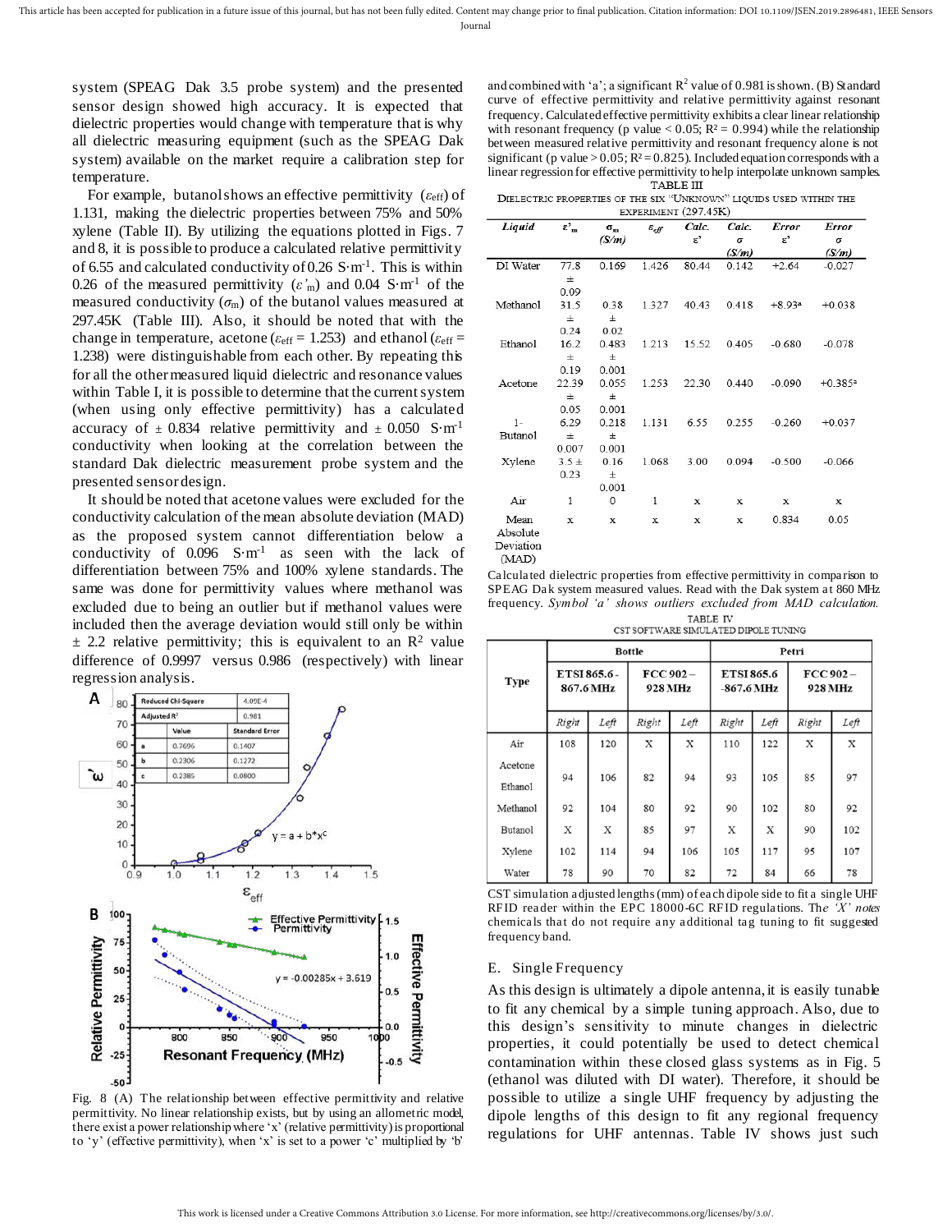system (SPEAG Dak 3.5 probe system) and the presented sensor design showed high accuracy. It is expected that dielectric properties would change with temperature that is why all dielectric measuring equipment (such as the SPEAG Dak system) available on the market require a calibration step for temperature.

For example, butanol shows an effective permittivity ($\varepsilon_{eff}$) of 1.131, making the dielectric properties between 75% and 50% xylene (Table II). By utilizing the equations plotted in Figs. 7 and 8, it is possible to produce a calculated relative permittivity of 6.55 and calculated conductivity of 0.26 $S \cdot m^{-1}$. This is within 0.26 of the measured permittivity ($\varepsilon'_m$) and 0.04 $S \cdot m^{-1}$ of the measured conductivity ($\sigma_m$) of the butanol values measured at 297.45K (Table III). Also, it should be noted that with the change in temperature, acetone ($\varepsilon_{eff}$ = 1.253) and ethanol ($\varepsilon_{eff}$ = 1.238) were distinguishable from each other. By repeating this for all the other measured liquid dielectric and resonance values within Table I, it is possible to determine that the current system (when using only effective permittivity) has a calculated accuracy of ± 0.834 relative permittivity and ± 0.050 $S \cdot m^{-1}$ conductivity when looking at the correlation between the standard Dak dielectric measurement probe system and the presented sensor design.

It should be noted that acetone values were excluded for the conductivity calculation of the mean absolute deviation (MAD) as the proposed system cannot differentiation below a conductivity of 0.096 $S \cdot m^{-1}$ as seen with the lack of differentiation between 75% and 100% xylene standards. The same was done for permittivity values where methanol was excluded due to being an outlier but if methanol values were included then the average deviation would still only be within ± 2.2 relative permittivity; this is equivalent to an $R^2$ value difference of 0.9997 versus 0.986 (respectively) with linear regression analysis.

Fig. 8 (A) The relationship between effective permittivity and relative permittivity. No linear relationship exists, but by using an allometric model, there exist a power relationship where 'x' (relative permittivity) is proportional to 'y' (effective permittivity), when 'x' is set to a power 'c' multiplied by 'b' and combined with 'a'; a significant $R^2$ value of 0.981 is shown. (B) Standard curve of effective permittivity and relative permittivity against resonant frequency. Calculated effective permittivity exhibits a clear linear relationship with resonant frequency ($p$ value < 0.05; $R^2$ = 0.994) while the relationship between measured relative permittivity and resonant frequency alone is not significant ($p$ value > 0.05; $R^2$ = 0.825). Included equation corresponds with a linear regression for effective permittivity to help interpolate unknown samples.

TABLE III
DIELECTRIC PROPERTIES OF THE SIX "UNKNOWN" LIQUIDS USED WITHIN THE EXPERIMENT (297.45K)

| Liquid | $\varepsilon'_m$ | $\sigma_m$ (S/m) | $\varepsilon_{eff}$ | Calc. $\varepsilon'$ | Calc. $\sigma$ (S/m) | Error $\varepsilon'$ | Error $\sigma$ (S/m) |
|---|---|---|---|---|---|---|---|
| DI Water | 77.8 ± 0.09 | 0.169 | 1.426 | 80.44 | 0.142 | +2.64 | -0.027 |
| Methanol | 31.5 ± 0.24 | 0.38 ± 0.02 | 1.327 | 40.43 | 0.418 | +8.93ᵃ | +0.038 |
| Ethanol | 16.2 ± 0.19 | 0.483 ± 0.001 | 1.213 | 15.52 | 0.405 | -0.680 | -0.078 |
| Acetone | 22.39 ± 0.05 | 0.055 ± 0.001 | 1.253 | 22.30 | 0.440 | -0.090 | +0.385ᵃ |
| 1-Butanol | 6.29 ± 0.007 | 0.218 ± 0.001 | 1.131 | 6.55 | 0.255 | -0.260 | +0.037 |
| Xylene | 3.5 ± 0.23 | 0.16 ± 0.001 | 1.068 | 3.00 | 0.094 | -0.500 | -0.066 |
| Air | 1 | 0 | 1 | x | x | x | x |
| Mean Absolute Deviation (MAD) | x | x | x | x | x | 0.834 | 0.05 |

Calculated dielectric properties from effective permittivity in comparison to SPEAG Dak system measured values. Read with the Dak system at 860 MHz frequency. *Symbol 'a' shows outliers excluded from MAD calculation.*

TABLE IV
CST SOFTWARE SIMULATED DIPOLE TUNING

| Type | Bottle | | | | Petri | | | |
|---|---|---|---|---|---|---|---|---|
| | ETSI 865.6-867.6 MHz | | FCC 902 – 928 MHz | | ETSI 865.6 -867.6 MHz | | FCC 902 – 928 MHz | |
| | *Right* | *Left* | *Right* | *Left* | *Right* | *Left* | *Right* | *Left* |
| Air | 108 | 120 | X | X | 110 | 122 | X | X |
| Acetone Ethanol | 94 | 106 | 82 | 94 | 93 | 105 | 85 | 97 |
| Methanol | 92 | 104 | 80 | 92 | 90 | 102 | 80 | 92 |
| Butanol | X | X | 85 | 97 | X | X | 90 | 102 |
| Xylene | 102 | 114 | 94 | 106 | 105 | 117 | 95 | 107 |
| Water | 78 | 90 | 70 | 82 | 72 | 84 | 66 | 78 |

CST simulation adjusted lengths (mm) of each dipole side to fit a single UHF RFID reader within the EPC 18000-6C RFID regulations. The *'X' notes* chemicals that do not require any additional tag tuning to fit suggested frequency band.

### E. Single Frequency

As this design is ultimately a dipole antenna, it is easily tunable to fit any chemical by a simple tuning approach. Also, due to this design's sensitivity to minute changes in dielectric properties, it could potentially be used to detect chemical contamination within these closed glass systems as in Fig. 5 (ethanol was diluted with DI water). Therefore, it should be possible to utilize a single UHF frequency by adjusting the dipole lengths of this design to fit any regional frequency regulations for UHF antennas. Table IV shows just such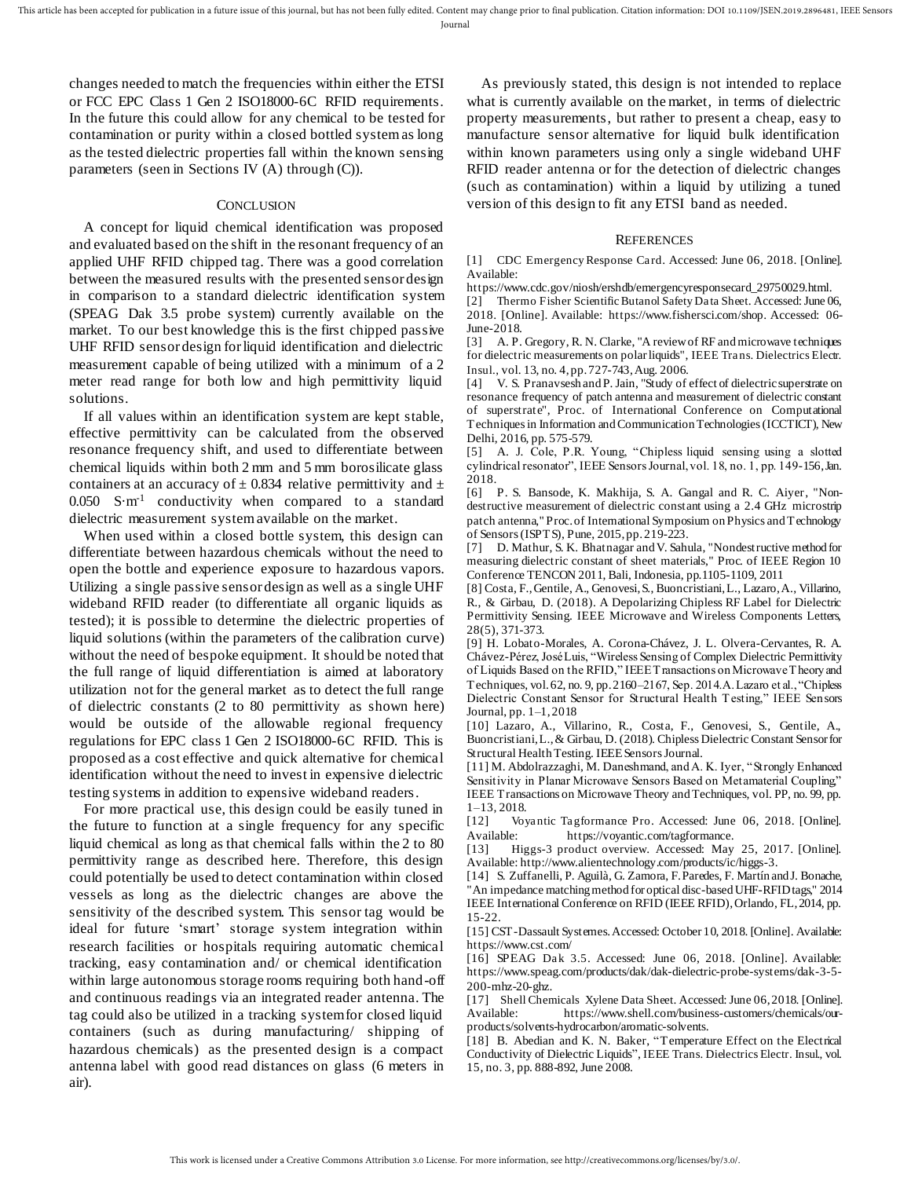changes needed to match the frequencies within either the ETSI or FCC EPC Class 1 Gen 2 ISO18000-6C RFID requirements. In the future this could allow for any chemical to be tested for contamination or purity within a closed bottled system as long as the tested dielectric properties fall within the known sensing parameters (seen in Sections IV (A) through (C)).

## Conclusion

A concept for liquid chemical identification was proposed and evaluated based on the shift in the resonant frequency of an applied UHF RFID chipped tag. There was a good correlation between the measured results with the presented sensor design in comparison to a standard dielectric identification system (SPEAG Dak 3.5 probe system) currently available on the market. To our best knowledge this is the first chipped passive UHF RFID sensor design for liquid identification and dielectric measurement capable of being utilized with a minimum of a 2 meter read range for both low and high permittivity liquid solutions.

If all values within an identification system are kept stable, effective permittivity can be calculated from the observed resonance frequency shift, and used to differentiate between chemical liquids within both 2 mm and 5 mm borosilicate glass containers at an accuracy of ± 0.834 relative permittivity and ± 0.050 $S{\cdot}m^{-1}$ conductivity when compared to a standard dielectric measurement system available on the market.

When used within a closed bottle system, this design can differentiate between hazardous chemicals without the need to open the bottle and experience exposure to hazardous vapors. Utilizing a single passive sensor design as well as a single UHF wideband RFID reader (to differentiate all organic liquids as tested); it is possible to determine the dielectric properties of liquid solutions (within the parameters of the calibration curve) without the need of bespoke equipment. It should be noted that the full range of liquid differentiation is aimed at laboratory utilization not for the general market as to detect the full range of dielectric constants (2 to 80 permittivity as shown here) would be outside of the allowable regional frequency regulations for EPC class 1 Gen 2 ISO18000-6C RFID. This is proposed as a cost effective and quick alternative for chemical identification without the need to invest in expensive dielectric testing systems in addition to expensive wideband readers.

For more practical use, this design could be easily tuned in the future to function at a single frequency for any specific liquid chemical as long as that chemical falls within the 2 to 80 permittivity range as described here. Therefore, this design could potentially be used to detect contamination within closed vessels as long as the dielectric changes are above the sensitivity of the described system. This sensor tag would be ideal for future 'smart' storage system integration within research facilities or hospitals requiring automatic chemical tracking, easy contamination and/ or chemical identification within large autonomous storage rooms requiring both hand-off and continuous readings via an integrated reader antenna. The tag could also be utilized in a tracking system for closed liquid containers (such as during manufacturing/ shipping of hazardous chemicals) as the presented design is a compact antenna label with good read distances on glass (6 meters in air).

As previously stated, this design is not intended to replace what is currently available on the market, in terms of dielectric property measurements, but rather to present a cheap, easy to manufacture sensor alternative for liquid bulk identification within known parameters using only a single wideband UHF RFID reader antenna or for the detection of dielectric changes (such as contamination) within a liquid by utilizing a tuned version of this design to fit any ETSI band as needed.

## References

[1] CDC Emergency Response Card. Accessed: June 06, 2018. [Online]. Available: https://www.cdc.gov/niosh/ershdb/emergencyresponsecard_29750029.html.

[2] Thermo Fisher Scientific Butanol Safety Data Sheet. Accessed: June 06, 2018. [Online]. Available: https://www.fishersci.com/shop. Accessed: 06-June-2018.

[3] A. P. Gregory, R. N. Clarke, "A review of RF and microwave techniques for dielectric measurements on polar liquids", IEEE Trans. Dielectrics Electr. Insul., vol. 13, no. 4, pp. 727-743, Aug. 2006.

[4] V. S. Pranavsesh and P. Jain, "Study of effect of dielectric superstrate on resonance frequency of patch antenna and measurement of dielectric constant of superstrate", Proc. of International Conference on Computational Techniques in Information and Communication Technologies (ICCTICT), New Delhi, 2016, pp. 575-579.

[5] A. J. Cole, P.R. Young, "Chipless liquid sensing using a slotted cylindrical resonator", IEEE Sensors Journal, vol. 18, no. 1, pp. 149-156, Jan. 2018.

[6] P. S. Bansode, K. Makhija, S. A. Gangal and R. C. Aiyer, "Non-destructive measurement of dielectric constant using a 2.4 GHz microstrip patch antenna," Proc. of International Symposium on Physics and Technology of Sensors (ISPTS), Pune, 2015, pp. 219-223.

[7] D. Mathur, S. K. Bhatnagar and V. Sahula, "Nondestructive method for measuring dielectric constant of sheet materials," Proc. of IEEE Region 10 Conference TENCON 2011, Bali, Indonesia, pp.1105-1109, 2011

[8] Costa, F., Gentile, A., Genovesi, S., Buoncristiani, L., Lazaro, A., Villarino, R., & Girbau, D. (2018). A Depolarizing Chipless RF Label for Dielectric Permittivity Sensing. IEEE Microwave and Wireless Components Letters, 28(5), 371-373.

[9] H. Lobato-Morales, A. Corona-Chávez, J. L. Olvera-Cervantes, R. A. Chávez-Pérez, José Luis, "Wireless Sensing of Complex Dielectric Permittivity of Liquids Based on the RFID," IEEE Transactions on Microwave Theory and Techniques, vol. 62, no. 9, pp. 2160–2167, Sep. 2014. A. Lazaro et al., "Chipless Dielectric Constant Sensor for Structural Health Testing," IEEE Sensors Journal, pp. 1–1, 2018

[10] Lazaro, A., Villarino, R., Costa, F., Genovesi, S., Gentile, A., Buoncristiani, L., & Girbau, D. (2018). Chipless Dielectric Constant Sensor for Structural Health Testing. IEEE Sensors Journal.

[11] M. Abdolrazzaghi, M. Daneshmand, and A. K. Iyer, "Strongly Enhanced Sensitivity in Planar Microwave Sensors Based on Metamaterial Coupling," IEEE Transactions on Microwave Theory and Techniques, vol. PP, no. 99, pp. 1–13, 2018.

[12] Voyantic Tagformance Pro. Accessed: June 06, 2018. [Online]. Available: https://voyantic.com/tagformance.

[13] Higgs-3 product overview. Accessed: May 25, 2017. [Online]. Available: http://www.alientechnology.com/products/ic/higgs-3.

[14] S. Zuffanelli, P. Aguilà, G. Zamora, F. Paredes, F. Martín and J. Bonache, "An impedance matching method for optical disc-based UHF-RFID tags," 2014 IEEE International Conference on RFID (IEEE RFID), Orlando, FL, 2014, pp. 15-22.

[15] CST-Dassault Systemes. Accessed: October 10, 2018. [Online]. Available: https://www.cst.com/

[16] SPEAG Dak 3.5. Accessed: June 06, 2018. [Online]. Available: https://www.speag.com/products/dak/dak-dielectric-probe-systems/dak-3-5-200-mhz-20-ghz.

[17] Shell Chemicals Xylene Data Sheet. Accessed: June 06, 2018. [Online]. Available: https://www.shell.com/business-customers/chemicals/our-products/solvents-hydrocarbon/aromatic-solvents.

[18] B. Abedian and K. N. Baker, "Temperature Effect on the Electrical Conductivity of Dielectric Liquids", IEEE Trans. Dielectrics Electr. Insul., vol. 15, no. 3, pp. 888-892, June 2008.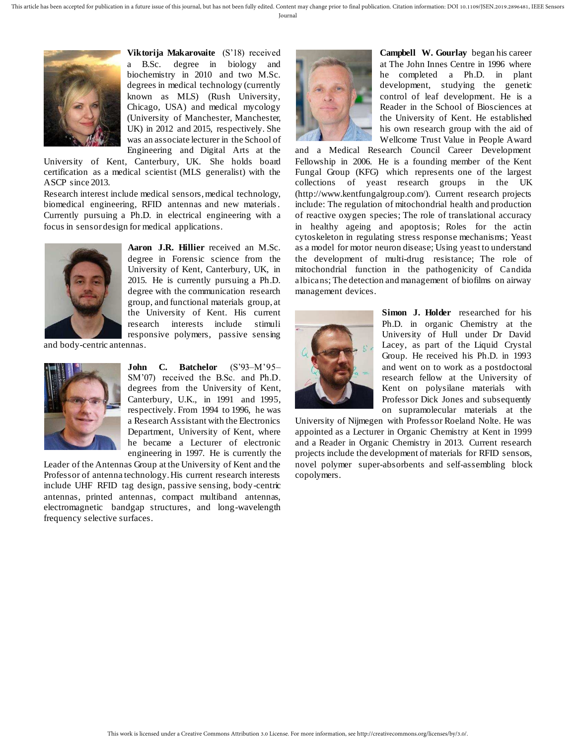**Viktorija Makarovaite** (S'18) received a B.Sc. degree in biology and biochemistry in 2010 and two M.Sc. degrees in medical technology (currently known as MLS) (Rush University, Chicago, USA) and medical mycology (University of Manchester, Manchester, UK) in 2012 and 2015, respectively. She was an associate lecturer in the School of Engineering and Digital Arts at the University of Kent, Canterbury, UK. She holds board certification as a medical scientist (MLS generalist) with the ASCP since 2013.

Research interest include medical sensors, medical technology, biomedical engineering, RFID antennas and new materials. Currently pursuing a Ph.D. in electrical engineering with a focus in sensor design for medical applications.

**Aaron J.R. Hillier** received an M.Sc. degree in Forensic science from the University of Kent, Canterbury, UK, in 2015. He is currently pursuing a Ph.D. degree with the communication research group, and functional materials group, at the University of Kent. His current research interests include stimuli responsive polymers, passive sensing and body-centric antennas.

**John C. Batchelor** (S'93–M'95–SM'07) received the B.Sc. and Ph.D. degrees from the University of Kent, Canterbury, U.K., in 1991 and 1995, respectively. From 1994 to 1996, he was a Research Assistant with the Electronics Department, University of Kent, where he became a Lecturer of electronic engineering in 1997. He is currently the Leader of the Antennas Group at the University of Kent and the Professor of antenna technology. His current research interests include UHF RFID tag design, passive sensing, body-centric antennas, printed antennas, compact multiband antennas, electromagnetic bandgap structures, and long-wavelength frequency selective surfaces.

**Campbell W. Gourlay** began his career at The John Innes Centre in 1996 where he completed a Ph.D. in plant development, studying the genetic control of leaf development. He is a Reader in the School of Biosciences at the University of Kent. He established his own research group with the aid of Wellcome Trust Value in People Award and a Medical Research Council Career Development Fellowship in 2006. He is a founding member of the Kent Fungal Group (KFG) which represents one of the largest collections of yeast research groups in the UK (http://www.kentfungalgroup.com/). Current research projects include: The regulation of mitochondrial health and production of reactive oxygen species; The role of translational accuracy in healthy ageing and apoptosis; Roles for the actin cytoskeleton in regulating stress response mechanisms; Yeast as a model for motor neuron disease; Using yeast to understand the development of multi-drug resistance; The role of mitochondrial function in the pathogenicity of *Candida albicans*; The detection and management of biofilms on airway management devices.

**Simon J. Holder** researched for his Ph.D. in organic Chemistry at the University of Hull under Dr David Lacey, as part of the Liquid Crystal Group. He received his Ph.D. in 1993 and went on to work as a postdoctoral research fellow at the University of Kent on polysilane materials with Professor Dick Jones and subsequently on supramolecular materials at the University of Nijmegen with Professor Roeland Nolte. He was appointed as a Lecturer in Organic Chemistry at Kent in 1999 and a Reader in Organic Chemistry in 2013. Current research projects include the development of materials for RFID sensors, novel polymer super-absorbents and self-assembling block copolymers.